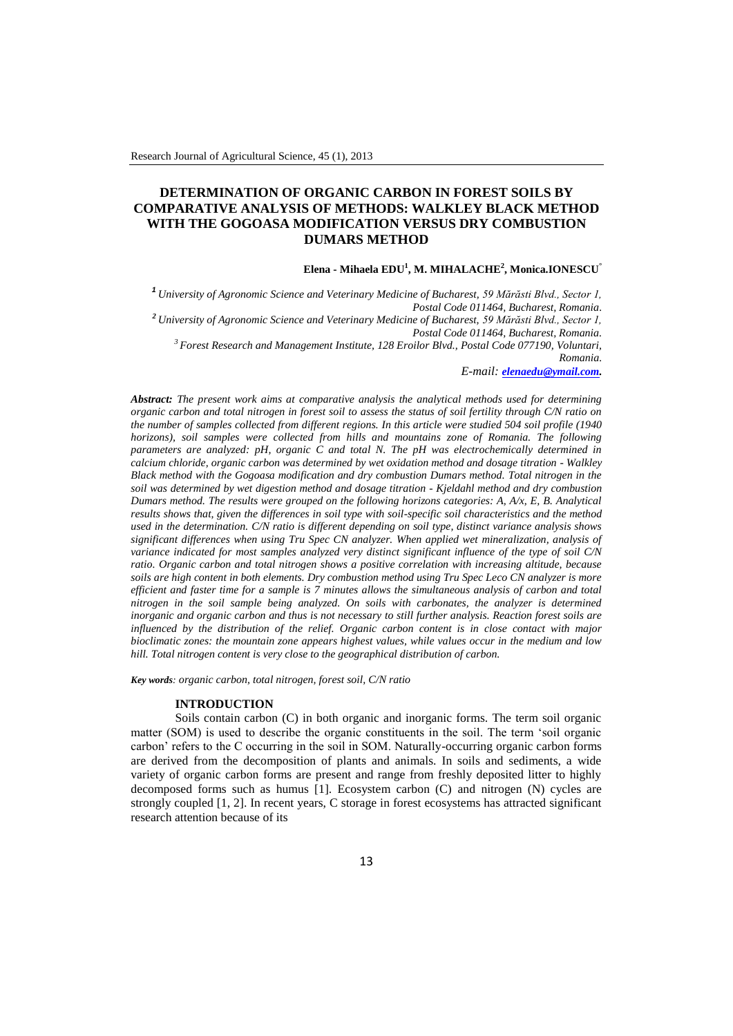# DETERMINATION OF ORGANIC CARBON IN FOREST SOILS BY COMPARATIVE ANALYSIS OF METHODS: WALKLEY BLACK METHOD WITH THE GOGOASA MODIFICATION VERSUS DRY COMBUSTION DUMARS METHOD

**Elena - Mihaela EDU[1], M. MIHALACHE[2], Monica.IONESCU[3]**

[1] *University of Agronomic Science and Veterinary Medicine of Bucharest, 59 Mărăsti Blvd., Sector 1, Postal Code 011464, Bucharest, Romania.*

[2] *University of Agronomic Science and Veterinary Medicine of Bucharest, 59 Mărăsti Blvd., Sector 1, Postal Code 011464, Bucharest, Romania.*

[3] *Forest Research and Management Institute, 128 Eroilor Blvd., Postal Code 077190, Voluntari, Romania.*

*E-mail: elenaedu@ymail.com.*

***Abstract:*** *The present work aims at comparative analysis the analytical methods used for determining organic carbon and total nitrogen in forest soil to assess the status of soil fertility through C/N ratio on the number of samples collected from different regions. In this article were studied 504 soil profile (1940 horizons), soil samples were collected from hills and mountains zone of Romania. The following parameters are analyzed: pH, organic C and total N. The pH was electrochemically determined in calcium chloride, organic carbon was determined by wet oxidation method and dosage titration - Walkley Black method with the Gogoasa modification and dry combustion Dumars method. Total nitrogen in the soil was determined by wet digestion method and dosage titration - Kjeldahl method and dry combustion Dumars method. The results were grouped on the following horizons categories: A, A/x, E, B. Analytical results shows that, given the differences in soil type with soil-specific soil characteristics and the method used in the determination. C/N ratio is different depending on soil type, distinct variance analysis shows significant differences when using Tru Spec CN analyzer. When applied wet mineralization, analysis of variance indicated for most samples analyzed very distinct significant influence of the type of soil C/N ratio. Organic carbon and total nitrogen shows a positive correlation with increasing altitude, because soils are high content in both elements. Dry combustion method using Tru Spec Leco CN analyzer is more efficient and faster time for a sample is 7 minutes allows the simultaneous analysis of carbon and total nitrogen in the soil sample being analyzed. On soils with carbonates, the analyzer is determined inorganic and organic carbon and thus is not necessary to still further analysis. Reaction forest soils are influenced by the distribution of the relief. Organic carbon content is in close contact with major bioclimatic zones: the mountain zone appears highest values, while values occur in the medium and low hill. Total nitrogen content is very close to the geographical distribution of carbon.*

***Key words****: organic carbon, total nitrogen, forest soil, C/N ratio*

## INTRODUCTION

Soils contain carbon (C) in both organic and inorganic forms. The term soil organic matter (SOM) is used to describe the organic constituents in the soil. The term 'soil organic carbon' refers to the C occurring in the soil in SOM. Naturally-occurring organic carbon forms are derived from the decomposition of plants and animals. In soils and sediments, a wide variety of organic carbon forms are present and range from freshly deposited litter to highly decomposed forms such as humus [1]. Ecosystem carbon (C) and nitrogen (N) cycles are strongly coupled [1, 2]. In recent years, C storage in forest ecosystems has attracted significant research attention because of its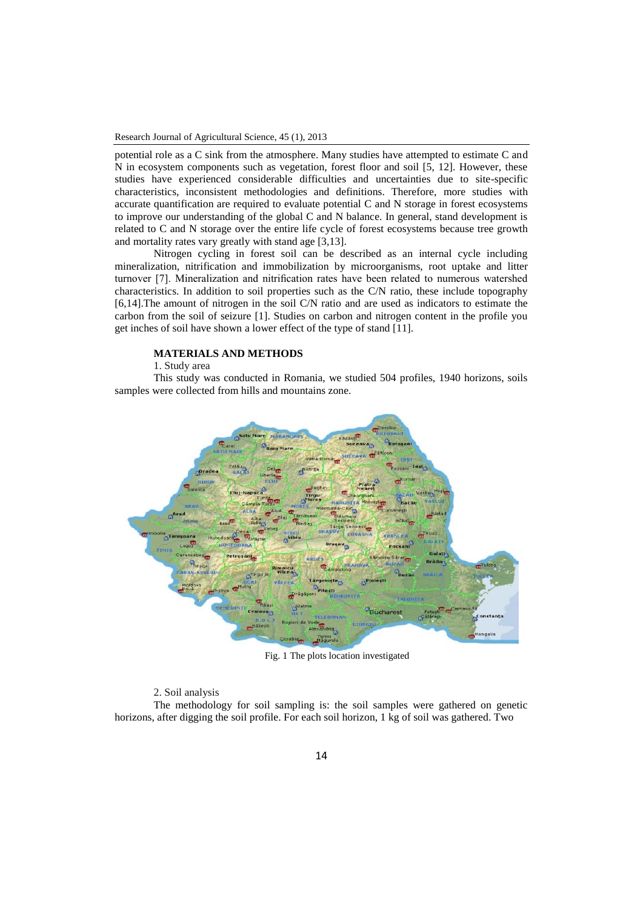potential role as a C sink from the atmosphere. Many studies have attempted to estimate C and N in ecosystem components such as vegetation, forest floor and soil [5, 12]. However, these studies have experienced considerable difficulties and uncertainties due to site-specific characteristics, inconsistent methodologies and definitions. Therefore, more studies with accurate quantification are required to evaluate potential C and N storage in forest ecosystems to improve our understanding of the global C and N balance. In general, stand development is related to C and N storage over the entire life cycle of forest ecosystems because tree growth and mortality rates vary greatly with stand age [3,13].

Nitrogen cycling in forest soil can be described as an internal cycle including mineralization, nitrification and immobilization by microorganisms, root uptake and litter turnover [7]. Mineralization and nitrification rates have been related to numerous watershed characteristics. In addition to soil properties such as the C/N ratio, these include topography [6,14].The amount of nitrogen in the soil C/N ratio and are used as indicators to estimate the carbon from the soil of seizure [1]. Studies on carbon and nitrogen content in the profile you get inches of soil have shown a lower effect of the type of stand [11].

## MATERIALS AND METHODS

1. Study area

This study was conducted in Romania, we studied 504 profiles, 1940 horizons, soils samples were collected from hills and mountains zone.

Fig. 1 The plots location investigated

2. Soil analysis

The methodology for soil sampling is: the soil samples were gathered on genetic horizons, after digging the soil profile. For each soil horizon, 1 kg of soil was gathered. Two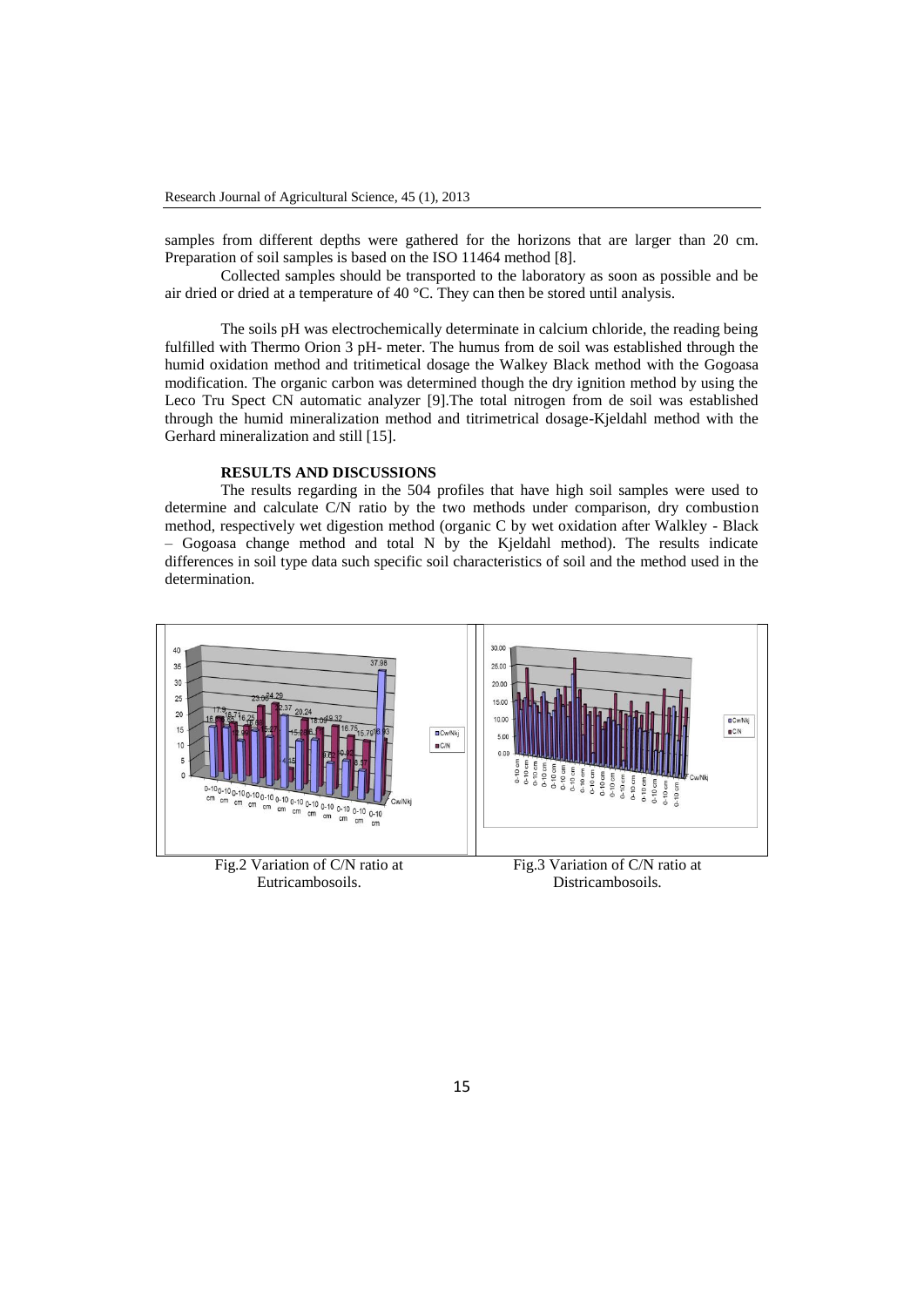samples from different depths were gathered for the horizons that are larger than 20 cm. Preparation of soil samples is based on the ISO 11464 method [8].

Collected samples should be transported to the laboratory as soon as possible and be air dried or dried at a temperature of 40 °C. They can then be stored until analysis.

The soils pH was electrochemically determinate in calcium chloride, the reading being fulfilled with Thermo Orion 3 pH- meter. The humus from de soil was established through the humid oxidation method and tritimetical dosage the Walkey Black method with the Gogoasa modification. The organic carbon was determined though the dry ignition method by using the Leco Tru Spect CN automatic analyzer [9].The total nitrogen from de soil was established through the humid mineralization method and titrimetrical dosage-Kjeldahl method with the Gerhard mineralization and still [15].

## RESULTS AND DISCUSSIONS

The results regarding in the 504 profiles that have high soil samples were used to determine and calculate C/N ratio by the two methods under comparison, dry combustion method, respectively wet digestion method (organic C by wet oxidation after Walkley - Black – Gogoasa change method and total N by the Kjeldahl method). The results indicate differences in soil type data such specific soil characteristics of soil and the method used in the determination.

Fig.2 Variation of C/N ratio at Eutricambosoils.

Fig.3 Variation of C/N ratio at Districambosoils.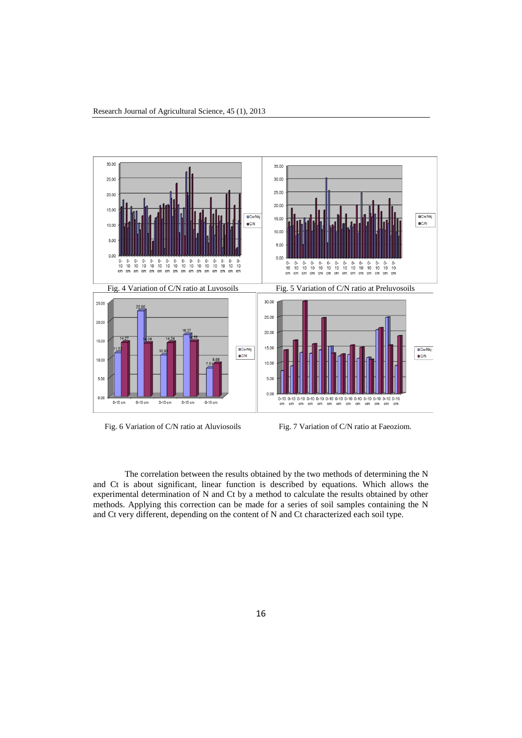Fig. 4 Variation of C/N ratio at Luvosoils

Fig. 5 Variation of C/N ratio at Preluvosoils

Fig. 6 Variation of C/N ratio at Aluviosoils

Fig. 7 Variation of C/N ratio at Faeoziom.

The correlation between the results obtained by the two methods of determining the N and Ct is about significant, linear function is described by equations. Which allows the experimental determination of N and Ct by a method to calculate the results obtained by other methods. Applying this correction can be made for a series of soil samples containing the N and Ct very different, depending on the content of N and Ct characterized each soil type.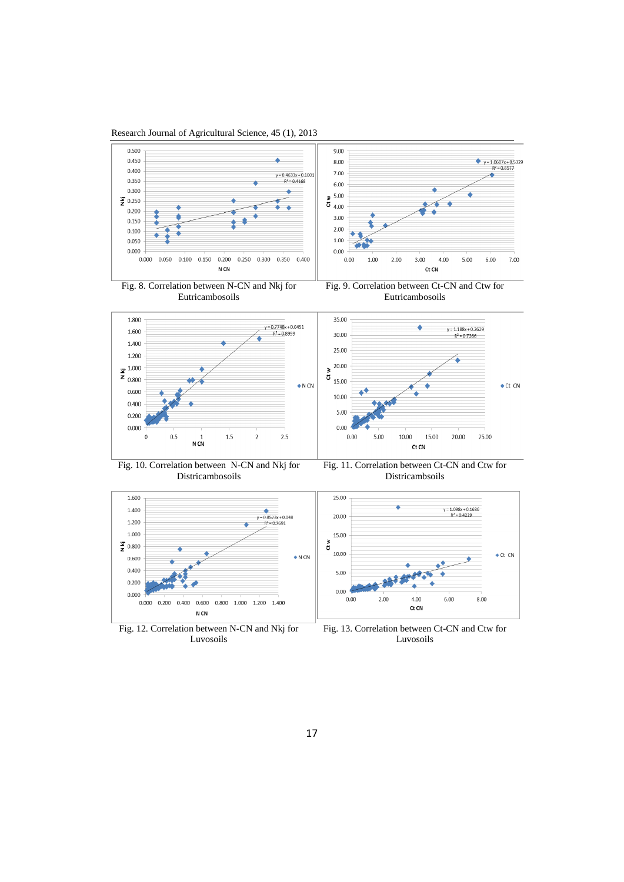Fig. 8. Correlation between N-CN and Nkj for Eutricambosoils

Fig. 9. Correlation between Ct-CN and Ctw for Eutricambosoils

Fig. 10. Correlation between N-CN and Nkj for Districambosoils

Fig. 11. Correlation between Ct-CN and Ctw for Districambosoils

Fig. 12. Correlation between N-CN and Nkj for Luvosoils

Fig. 13. Correlation between Ct-CN and Ctw for Luvosoils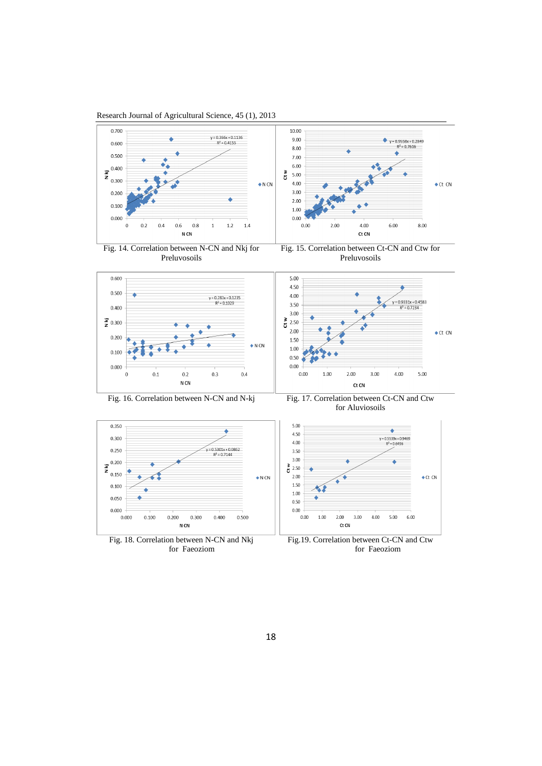Fig. 14. Correlation between N-CN and Nkj for Preluvosoils

Fig. 15. Correlation between Ct-CN and Ctw for Preluvosoils

Fig. 16. Correlation between N-CN and N-kj

Fig. 17. Correlation between Ct-CN and Ctw for Aluviosoils

Fig. 18. Correlation between N-CN and Nkj for Faeoziom

Fig.19. Correlation between Ct-CN and Ctw for Faeoziom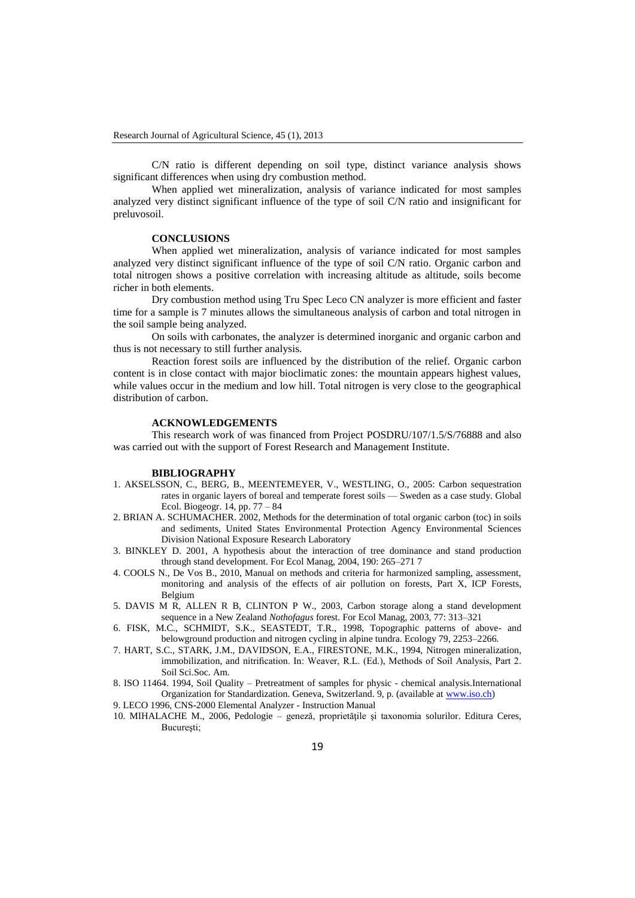C/N ratio is different depending on soil type, distinct variance analysis shows significant differences when using dry combustion method.

When applied wet mineralization, analysis of variance indicated for most samples analyzed very distinct significant influence of the type of soil C/N ratio and insignificant for preluvosoil.

## CONCLUSIONS

When applied wet mineralization, analysis of variance indicated for most samples analyzed very distinct significant influence of the type of soil C/N ratio. Organic carbon and total nitrogen shows a positive correlation with increasing altitude as altitude, soils become richer in both elements.

Dry combustion method using Tru Spec Leco CN analyzer is more efficient and faster time for a sample is 7 minutes allows the simultaneous analysis of carbon and total nitrogen in the soil sample being analyzed.

On soils with carbonates, the analyzer is determined inorganic and organic carbon and thus is not necessary to still further analysis.

Reaction forest soils are influenced by the distribution of the relief. Organic carbon content is in close contact with major bioclimatic zones: the mountain appears highest values, while values occur in the medium and low hill. Total nitrogen is very close to the geographical distribution of carbon.

## ACKNOWLEDGEMENTS

This research work of was financed from Project POSDRU/107/1.5/S/76888 and also was carried out with the support of Forest Research and Management Institute.

## BIBLIOGRAPHY

1. AKSELSSON, C., BERG, B., MEENTEMEYER, V., WESTLING, O., 2005: Carbon sequestration rates in organic layers of boreal and temperate forest soils — Sweden as a case study. Global Ecol. Biogeogr. 14, pp. 77 – 84
2. BRIAN A. SCHUMACHER. 2002, Methods for the determination of total organic carbon (toc) in soils and sediments, United States Environmental Protection Agency Environmental Sciences Division National Exposure Research Laboratory
3. BINKLEY D. 2001, A hypothesis about the interaction of tree dominance and stand production through stand development. For Ecol Manag, 2004, 190: 265–271 7
4. COOLS N., De Vos B., 2010, Manual on methods and criteria for harmonized sampling, assessment, monitoring and analysis of the effects of air pollution on forests, Part X, ICP Forests, Belgium
5. DAVIS M R, ALLEN R B, CLINTON P W., 2003, Carbon storage along a stand development sequence in a New Zealand *Nothofagus* forest. For Ecol Manag, 2003, 77: 313–321
6. FISK, M.C., SCHMIDT, S.K., SEASTEDT, T.R., 1998, Topographic patterns of above- and belowground production and nitrogen cycling in alpine tundra. Ecology 79, 2253–2266.
7. HART, S.C., STARK, J.M., DAVIDSON, E.A., FIRESTONE, M.K., 1994, Nitrogen mineralization, immobilization, and nitrification. In: Weaver, R.L. (Ed.), Methods of Soil Analysis, Part 2. Soil Sci.Soc. Am.
8. ISO 11464. 1994, Soil Quality – Pretreatment of samples for physic - chemical analysis.International Organization for Standardization. Geneva, Switzerland. 9, p. (available at www.iso.ch)
9. LECO 1996, CNS-2000 Elemental Analyzer - Instruction Manual
10. MIHALACHE M., 2006, Pedologie – geneză, proprietăţile şi taxonomia solurilor. Editura Ceres, Bucureşti;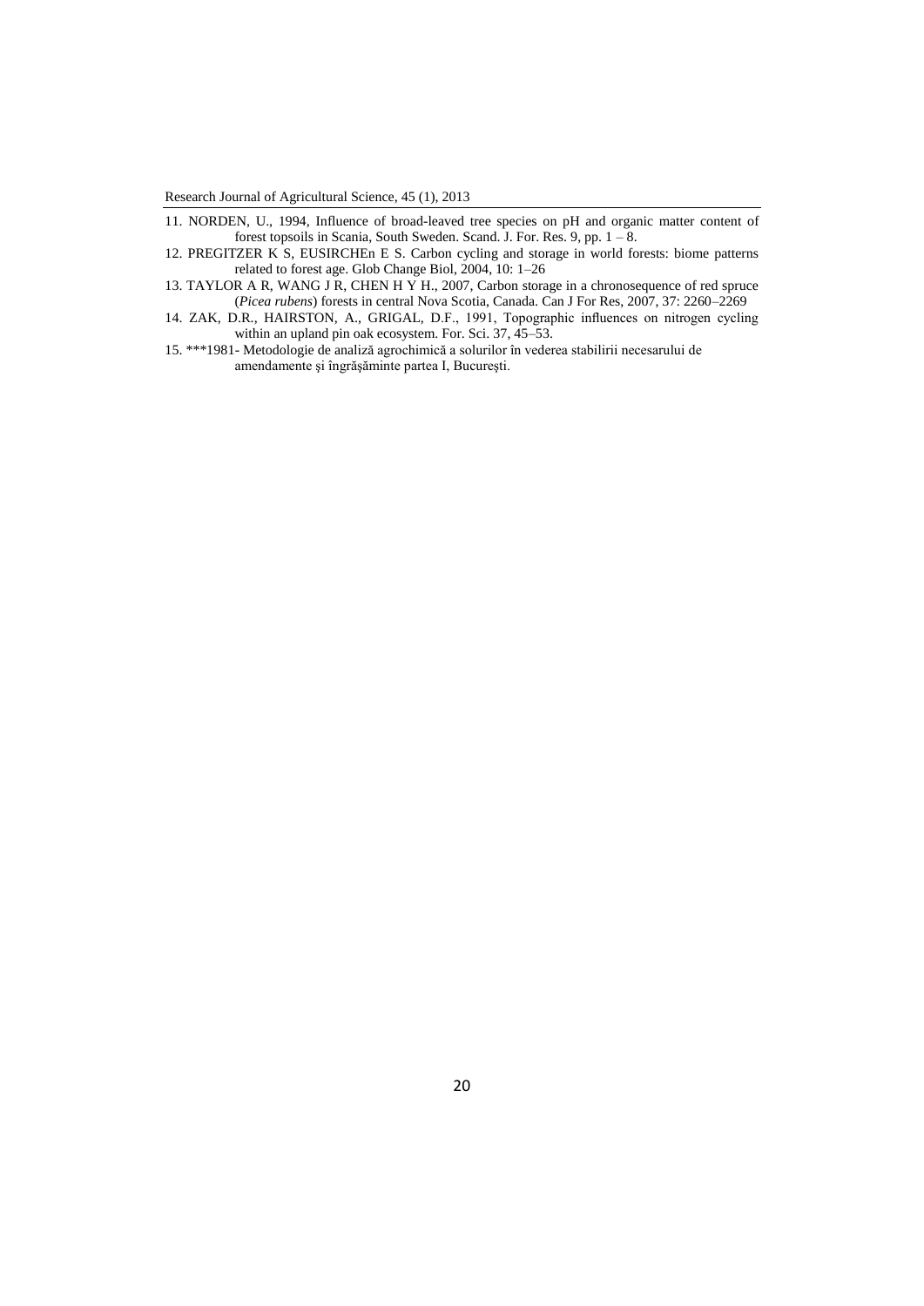11. NORDEN, U., 1994, Influence of broad-leaved tree species on pH and organic matter content of forest topsoils in Scania, South Sweden. Scand. J. For. Res. 9, pp. 1 – 8.
12. PREGITZER K S, EUSIRCHEn E S. Carbon cycling and storage in world forests: biome patterns related to forest age. Glob Change Biol, 2004, 10: 1–26
13. TAYLOR A R, WANG J R, CHEN H Y H., 2007, Carbon storage in a chronosequence of red spruce (*Picea rubens*) forests in central Nova Scotia, Canada. Can J For Res, 2007, 37: 2260–2269
14. ZAK, D.R., HAIRSTON, A., GRIGAL, D.F., 1991, Topographic influences on nitrogen cycling within an upland pin oak ecosystem. For. Sci. 37, 45–53.
15. ***1981- Metodologie de analiză agrochimică a solurilor în vederea stabilirii necesarului de amendamente şi îngrăşăminte partea I, Bucureşti.